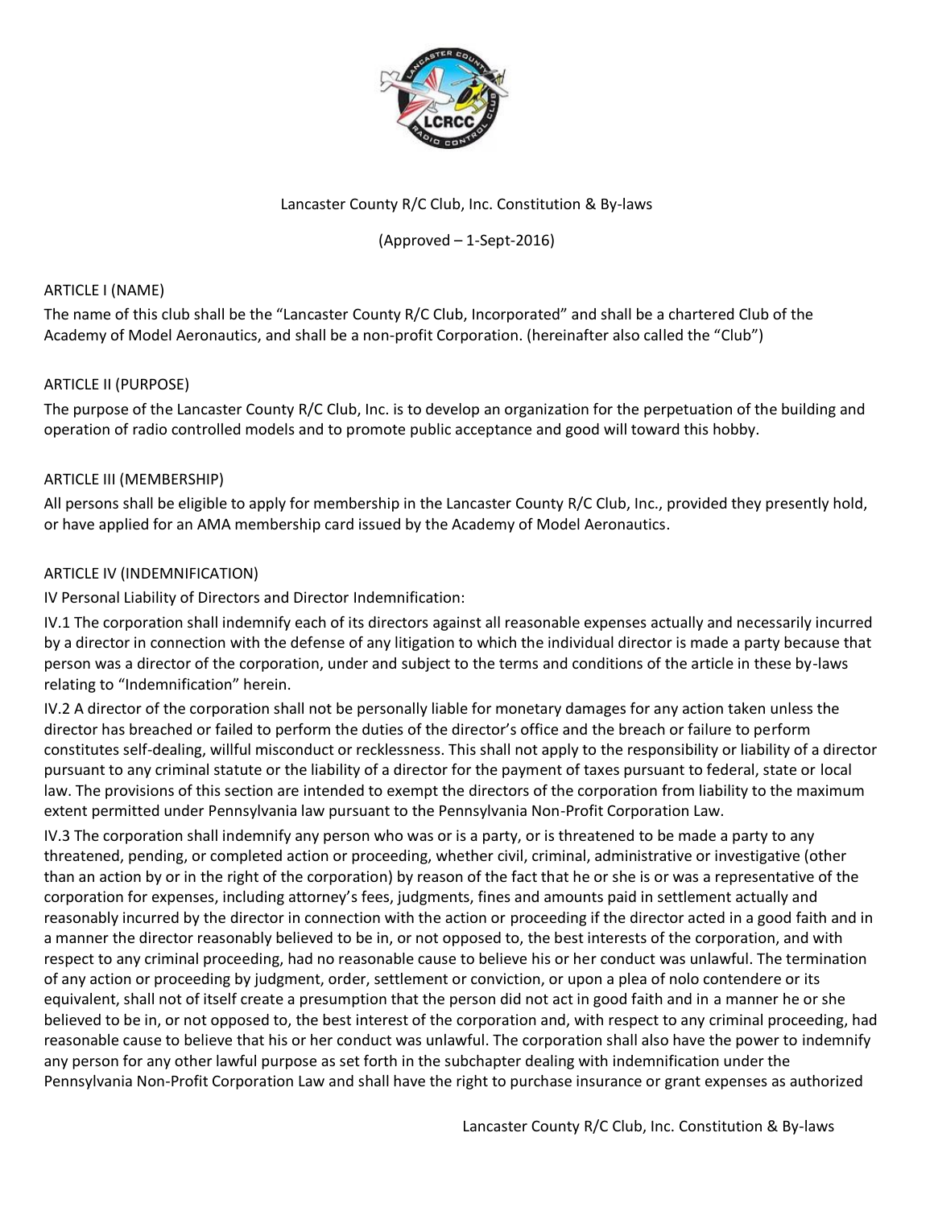Lancaster County R/C Club, Inc. Constitution & By-laws

(Approved – 1-Sept-2016)

## ARTICLE I (NAME)

The name of this club shall be the "Lancaster County R/C Club, Incorporated" and shall be a chartered Club of the Academy of Model Aeronautics, and shall be a non-profit Corporation. (hereinafter also called the "Club")

## ARTICLE II (PURPOSE)

The purpose of the Lancaster County R/C Club, Inc. is to develop an organization for the perpetuation of the building and operation of radio controlled models and to promote public acceptance and good will toward this hobby.

## ARTICLE III (MEMBERSHIP)

All persons shall be eligible to apply for membership in the Lancaster County R/C Club, Inc., provided they presently hold, or have applied for an AMA membership card issued by the Academy of Model Aeronautics.

## ARTICLE IV (INDEMNIFICATION)

IV Personal Liability of Directors and Director Indemnification:

IV.1 The corporation shall indemnify each of its directors against all reasonable expenses actually and necessarily incurred by a director in connection with the defense of any litigation to which the individual director is made a party because that person was a director of the corporation, under and subject to the terms and conditions of the article in these by-laws relating to "Indemnification" herein.

IV.2 A director of the corporation shall not be personally liable for monetary damages for any action taken unless the director has breached or failed to perform the duties of the director's office and the breach or failure to perform constitutes self-dealing, willful misconduct or recklessness. This shall not apply to the responsibility or liability of a director pursuant to any criminal statute or the liability of a director for the payment of taxes pursuant to federal, state or local law. The provisions of this section are intended to exempt the directors of the corporation from liability to the maximum extent permitted under Pennsylvania law pursuant to the Pennsylvania Non-Profit Corporation Law.

IV.3 The corporation shall indemnify any person who was or is a party, or is threatened to be made a party to any threatened, pending, or completed action or proceeding, whether civil, criminal, administrative or investigative (other than an action by or in the right of the corporation) by reason of the fact that he or she is or was a representative of the corporation for expenses, including attorney's fees, judgments, fines and amounts paid in settlement actually and reasonably incurred by the director in connection with the action or proceeding if the director acted in a good faith and in a manner the director reasonably believed to be in, or not opposed to, the best interests of the corporation, and with respect to any criminal proceeding, had no reasonable cause to believe his or her conduct was unlawful. The termination of any action or proceeding by judgment, order, settlement or conviction, or upon a plea of nolo contendere or its equivalent, shall not of itself create a presumption that the person did not act in good faith and in a manner he or she believed to be in, or not opposed to, the best interest of the corporation and, with respect to any criminal proceeding, had reasonable cause to believe that his or her conduct was unlawful. The corporation shall also have the power to indemnify any person for any other lawful purpose as set forth in the subchapter dealing with indemnification under the Pennsylvania Non-Profit Corporation Law and shall have the right to purchase insurance or grant expenses as authorized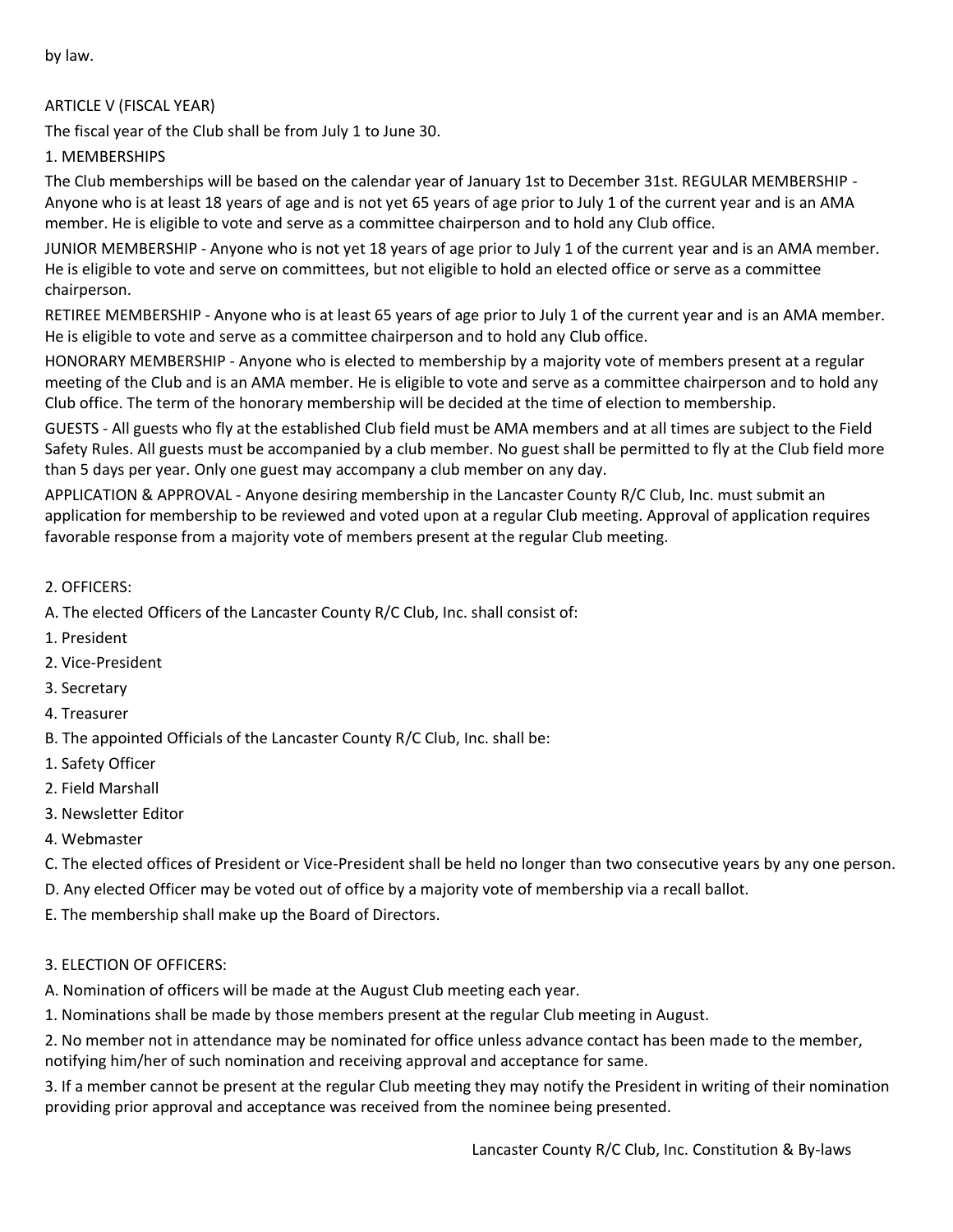by law.

ARTICLE V (FISCAL YEAR)

The fiscal year of the Club shall be from July 1 to June 30.

1. MEMBERSHIPS

The Club memberships will be based on the calendar year of January 1st to December 31st. REGULAR MEMBERSHIP - Anyone who is at least 18 years of age and is not yet 65 years of age prior to July 1 of the current year and is an AMA member. He is eligible to vote and serve as a committee chairperson and to hold any Club office.

JUNIOR MEMBERSHIP - Anyone who is not yet 18 years of age prior to July 1 of the current year and is an AMA member. He is eligible to vote and serve on committees, but not eligible to hold an elected office or serve as a committee chairperson.

RETIREE MEMBERSHIP - Anyone who is at least 65 years of age prior to July 1 of the current year and is an AMA member. He is eligible to vote and serve as a committee chairperson and to hold any Club office.

HONORARY MEMBERSHIP - Anyone who is elected to membership by a majority vote of members present at a regular meeting of the Club and is an AMA member. He is eligible to vote and serve as a committee chairperson and to hold any Club office. The term of the honorary membership will be decided at the time of election to membership.

GUESTS - All guests who fly at the established Club field must be AMA members and at all times are subject to the Field Safety Rules. All guests must be accompanied by a club member. No guest shall be permitted to fly at the Club field more than 5 days per year. Only one guest may accompany a club member on any day.

APPLICATION & APPROVAL - Anyone desiring membership in the Lancaster County R/C Club, Inc. must submit an application for membership to be reviewed and voted upon at a regular Club meeting. Approval of application requires favorable response from a majority vote of members present at the regular Club meeting.

2. OFFICERS:

A. The elected Officers of the Lancaster County R/C Club, Inc. shall consist of:

1. President
2. Vice-President
3. Secretary
4. Treasurer

B. The appointed Officials of the Lancaster County R/C Club, Inc. shall be:

1. Safety Officer
2. Field Marshall
3. Newsletter Editor
4. Webmaster

C. The elected offices of President or Vice-President shall be held no longer than two consecutive years by any one person.

D. Any elected Officer may be voted out of office by a majority vote of membership via a recall ballot.

E. The membership shall make up the Board of Directors.

3. ELECTION OF OFFICERS:

A. Nomination of officers will be made at the August Club meeting each year.

1. Nominations shall be made by those members present at the regular Club meeting in August.
2. No member not in attendance may be nominated for office unless advance contact has been made to the member, notifying him/her of such nomination and receiving approval and acceptance for same.
3. If a member cannot be present at the regular Club meeting they may notify the President in writing of their nomination providing prior approval and acceptance was received from the nominee being presented.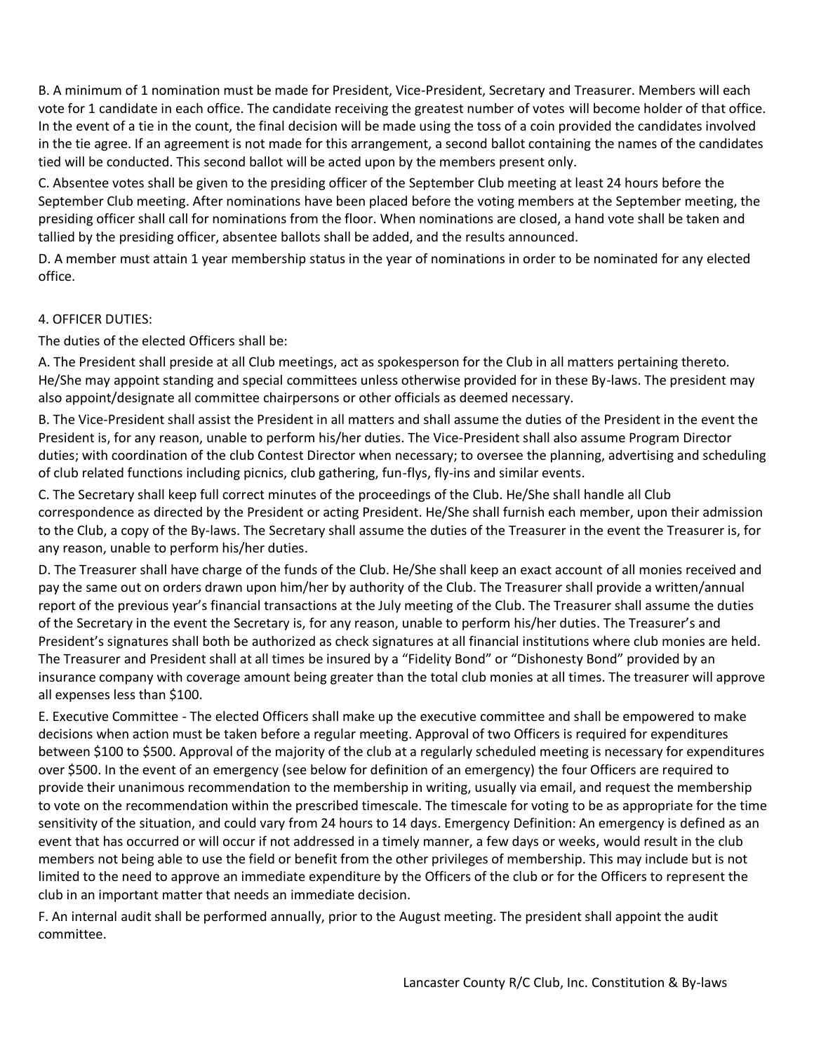B. A minimum of 1 nomination must be made for President, Vice-President, Secretary and Treasurer. Members will each vote for 1 candidate in each office. The candidate receiving the greatest number of votes will become holder of that office. In the event of a tie in the count, the final decision will be made using the toss of a coin provided the candidates involved in the tie agree. If an agreement is not made for this arrangement, a second ballot containing the names of the candidates tied will be conducted. This second ballot will be acted upon by the members present only.

C. Absentee votes shall be given to the presiding officer of the September Club meeting at least 24 hours before the September Club meeting. After nominations have been placed before the voting members at the September meeting, the presiding officer shall call for nominations from the floor. When nominations are closed, a hand vote shall be taken and tallied by the presiding officer, absentee ballots shall be added, and the results announced.

D. A member must attain 1 year membership status in the year of nominations in order to be nominated for any elected office.

4. OFFICER DUTIES:

The duties of the elected Officers shall be:

A. The President shall preside at all Club meetings, act as spokesperson for the Club in all matters pertaining thereto. He/She may appoint standing and special committees unless otherwise provided for in these By-laws. The president may also appoint/designate all committee chairpersons or other officials as deemed necessary.

B. The Vice-President shall assist the President in all matters and shall assume the duties of the President in the event the President is, for any reason, unable to perform his/her duties. The Vice-President shall also assume Program Director duties; with coordination of the club Contest Director when necessary; to oversee the planning, advertising and scheduling of club related functions including picnics, club gathering, fun-flys, fly-ins and similar events.

C. The Secretary shall keep full correct minutes of the proceedings of the Club. He/She shall handle all Club correspondence as directed by the President or acting President. He/She shall furnish each member, upon their admission to the Club, a copy of the By-laws. The Secretary shall assume the duties of the Treasurer in the event the Treasurer is, for any reason, unable to perform his/her duties.

D. The Treasurer shall have charge of the funds of the Club. He/She shall keep an exact account of all monies received and pay the same out on orders drawn upon him/her by authority of the Club. The Treasurer shall provide a written/annual report of the previous year's financial transactions at the July meeting of the Club. The Treasurer shall assume the duties of the Secretary in the event the Secretary is, for any reason, unable to perform his/her duties. The Treasurer's and President's signatures shall both be authorized as check signatures at all financial institutions where club monies are held. The Treasurer and President shall at all times be insured by a "Fidelity Bond" or "Dishonesty Bond" provided by an insurance company with coverage amount being greater than the total club monies at all times. The treasurer will approve all expenses less than $100.

E. Executive Committee - The elected Officers shall make up the executive committee and shall be empowered to make decisions when action must be taken before a regular meeting. Approval of two Officers is required for expenditures between $100 to $500. Approval of the majority of the club at a regularly scheduled meeting is necessary for expenditures over $500. In the event of an emergency (see below for definition of an emergency) the four Officers are required to provide their unanimous recommendation to the membership in writing, usually via email, and request the membership to vote on the recommendation within the prescribed timescale. The timescale for voting to be as appropriate for the time sensitivity of the situation, and could vary from 24 hours to 14 days. Emergency Definition: An emergency is defined as an event that has occurred or will occur if not addressed in a timely manner, a few days or weeks, would result in the club members not being able to use the field or benefit from the other privileges of membership. This may include but is not limited to the need to approve an immediate expenditure by the Officers of the club or for the Officers to represent the club in an important matter that needs an immediate decision.

F. An internal audit shall be performed annually, prior to the August meeting. The president shall appoint the audit committee.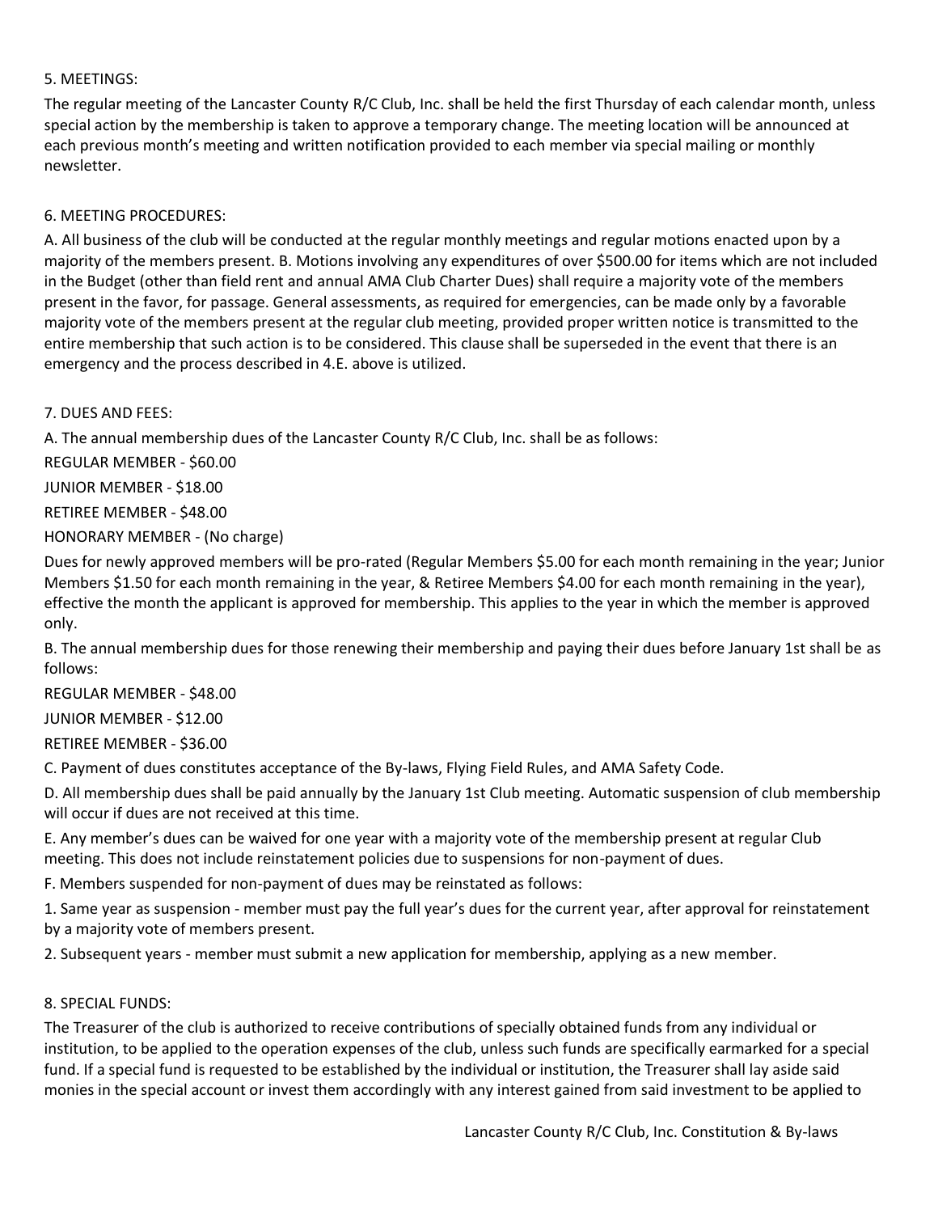5. MEETINGS:

The regular meeting of the Lancaster County R/C Club, Inc. shall be held the first Thursday of each calendar month, unless special action by the membership is taken to approve a temporary change. The meeting location will be announced at each previous month's meeting and written notification provided to each member via special mailing or monthly newsletter.

6. MEETING PROCEDURES:

A. All business of the club will be conducted at the regular monthly meetings and regular motions enacted upon by a majority of the members present. B. Motions involving any expenditures of over $500.00 for items which are not included in the Budget (other than field rent and annual AMA Club Charter Dues) shall require a majority vote of the members present in the favor, for passage. General assessments, as required for emergencies, can be made only by a favorable majority vote of the members present at the regular club meeting, provided proper written notice is transmitted to the entire membership that such action is to be considered. This clause shall be superseded in the event that there is an emergency and the process described in 4.E. above is utilized.

7. DUES AND FEES:

A. The annual membership dues of the Lancaster County R/C Club, Inc. shall be as follows:

REGULAR MEMBER - $60.00

JUNIOR MEMBER - $18.00

RETIREE MEMBER - $48.00

HONORARY MEMBER - (No charge)

Dues for newly approved members will be pro-rated (Regular Members $5.00 for each month remaining in the year; Junior Members $1.50 for each month remaining in the year, & Retiree Members $4.00 for each month remaining in the year), effective the month the applicant is approved for membership. This applies to the year in which the member is approved only.

B. The annual membership dues for those renewing their membership and paying their dues before January 1st shall be as follows:

REGULAR MEMBER - $48.00

JUNIOR MEMBER - $12.00

RETIREE MEMBER - $36.00

C. Payment of dues constitutes acceptance of the By-laws, Flying Field Rules, and AMA Safety Code.

D. All membership dues shall be paid annually by the January 1st Club meeting. Automatic suspension of club membership will occur if dues are not received at this time.

E. Any member's dues can be waived for one year with a majority vote of the membership present at regular Club meeting. This does not include reinstatement policies due to suspensions for non-payment of dues.

F. Members suspended for non-payment of dues may be reinstated as follows:

1. Same year as suspension - member must pay the full year's dues for the current year, after approval for reinstatement by a majority vote of members present.

2. Subsequent years - member must submit a new application for membership, applying as a new member.

8. SPECIAL FUNDS:

The Treasurer of the club is authorized to receive contributions of specially obtained funds from any individual or institution, to be applied to the operation expenses of the club, unless such funds are specifically earmarked for a special fund. If a special fund is requested to be established by the individual or institution, the Treasurer shall lay aside said monies in the special account or invest them accordingly with any interest gained from said investment to be applied to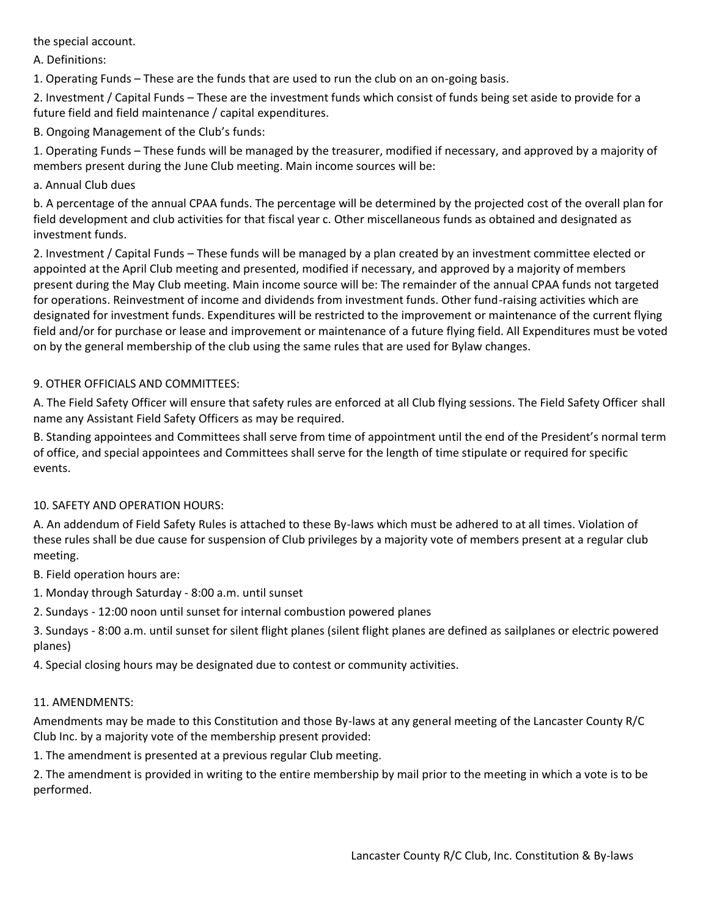the special account.

A. Definitions:

1. Operating Funds – These are the funds that are used to run the club on an on-going basis.

2. Investment / Capital Funds – These are the investment funds which consist of funds being set aside to provide for a future field and field maintenance / capital expenditures.

B. Ongoing Management of the Club's funds:

1. Operating Funds – These funds will be managed by the treasurer, modified if necessary, and approved by a majority of members present during the June Club meeting. Main income sources will be:

a. Annual Club dues

b. A percentage of the annual CPAA funds. The percentage will be determined by the projected cost of the overall plan for field development and club activities for that fiscal year c. Other miscellaneous funds as obtained and designated as investment funds.

2. Investment / Capital Funds – These funds will be managed by a plan created by an investment committee elected or appointed at the April Club meeting and presented, modified if necessary, and approved by a majority of members present during the May Club meeting. Main income source will be: The remainder of the annual CPAA funds not targeted for operations. Reinvestment of income and dividends from investment funds. Other fund-raising activities which are designated for investment funds. Expenditures will be restricted to the improvement or maintenance of the current flying field and/or for purchase or lease and improvement or maintenance of a future flying field. All Expenditures must be voted on by the general membership of the club using the same rules that are used for Bylaw changes.

9. OTHER OFFICIALS AND COMMITTEES:

A. The Field Safety Officer will ensure that safety rules are enforced at all Club flying sessions. The Field Safety Officer shall name any Assistant Field Safety Officers as may be required.

B. Standing appointees and Committees shall serve from time of appointment until the end of the President's normal term of office, and special appointees and Committees shall serve for the length of time stipulate or required for specific events.

10. SAFETY AND OPERATION HOURS:

A. An addendum of Field Safety Rules is attached to these By-laws which must be adhered to at all times. Violation of these rules shall be due cause for suspension of Club privileges by a majority vote of members present at a regular club meeting.

B. Field operation hours are:

1. Monday through Saturday - 8:00 a.m. until sunset

2. Sundays - 12:00 noon until sunset for internal combustion powered planes

3. Sundays - 8:00 a.m. until sunset for silent flight planes (silent flight planes are defined as sailplanes or electric powered planes)

4. Special closing hours may be designated due to contest or community activities.

11. AMENDMENTS:

Amendments may be made to this Constitution and those By-laws at any general meeting of the Lancaster County R/C Club Inc. by a majority vote of the membership present provided:

1. The amendment is presented at a previous regular Club meeting.

2. The amendment is provided in writing to the entire membership by mail prior to the meeting in which a vote is to be performed.